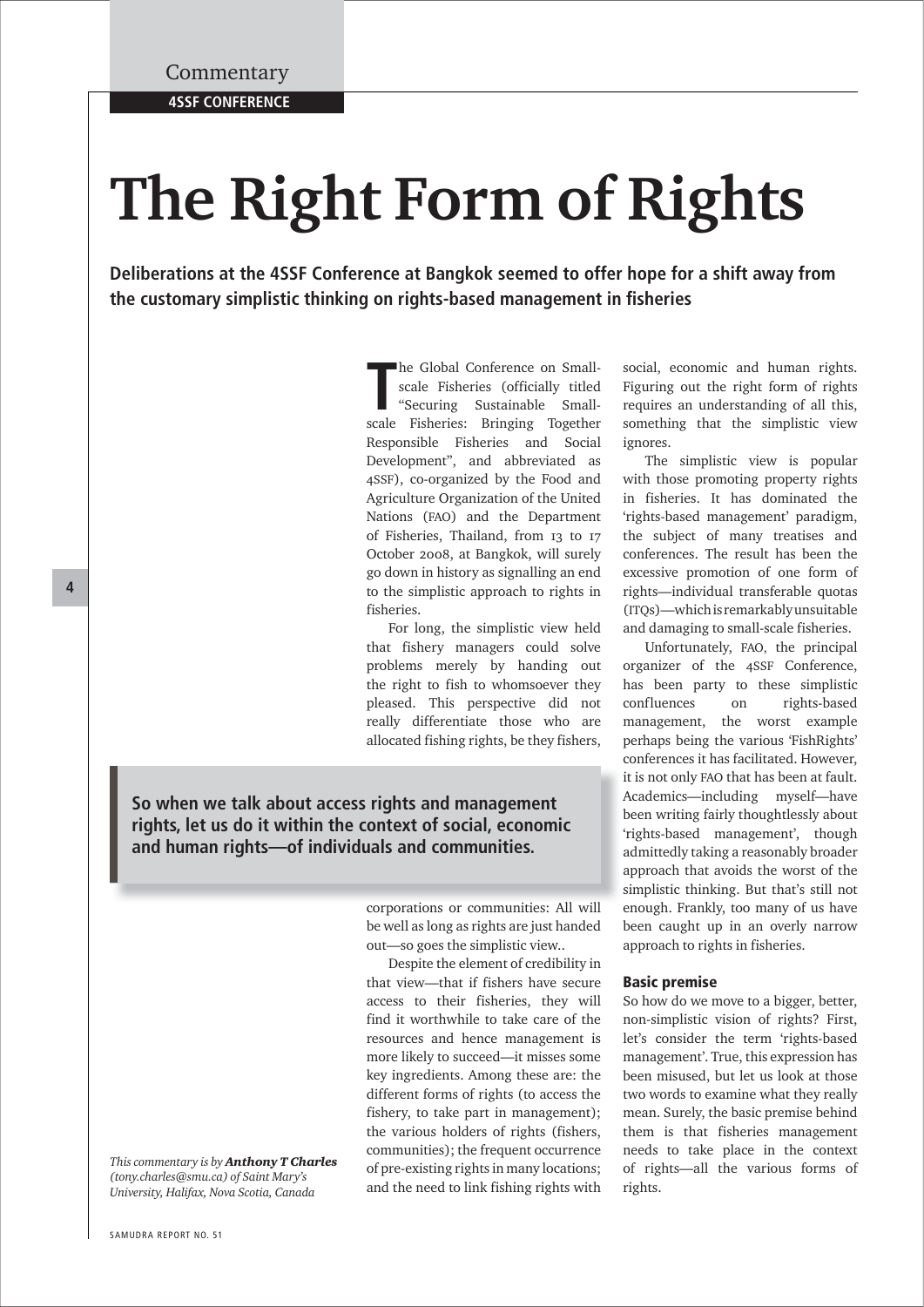Commentary

**4SSF CONFERENCE**

# The Right Form of Rights

**Deliberations at the 4SSF Conference at Bangkok seemed to offer hope for a shift away from the customary simplistic thinking on rights-based management in fisheries**

The Global Conference on Small-scale Fisheries (officially titled "Securing Sustainable Small-scale Fisheries: Bringing Together Responsible Fisheries and Social Development", and abbreviated as 4SSF), co-organized by the Food and Agriculture Organization of the United Nations (FAO) and the Department of Fisheries, Thailand, from 13 to 17 October 2008, at Bangkok, will surely go down in history as signalling an end to the simplistic approach to rights in fisheries.

For long, the simplistic view held that fishery managers could solve problems merely by handing out the right to fish to whomsoever they pleased. This perspective did not really differentiate those who are allocated fishing rights, be they fishers, corporations or communities: All will be well as long as rights are just handed out—so goes the simplistic view..

> **So when we talk about access rights and management rights, let us do it within the context of social, economic and human rights—of individuals and communities.**

Despite the element of credibility in that view—that if fishers have secure access to their fisheries, they will find it worthwhile to take care of the resources and hence management is more likely to succeed—it misses some key ingredients. Among these are: the different forms of rights (to access the fishery, to take part in management); the various holders of rights (fishers, communities); the frequent occurrence of pre-existing rights in many locations; and the need to link fishing rights with social, economic and human rights. Figuring out the right form of rights requires an understanding of all this, something that the simplistic view ignores.

The simplistic view is popular with those promoting property rights in fisheries. It has dominated the 'rights-based management' paradigm, the subject of many treatises and conferences. The result has been the excessive promotion of one form of rights—individual transferable quotas (ITQs)—which is remarkably unsuitable and damaging to small-scale fisheries.

Unfortunately, FAO, the principal organizer of the 4SSF Conference, has been party to these simplistic confluences on rights-based management, the worst example perhaps being the various 'FishRights' conferences it has facilitated. However, it is not only FAO that has been at fault. Academics—including myself—have been writing fairly thoughtlessly about 'rights-based management', though admittedly taking a reasonably broader approach that avoids the worst of the simplistic thinking. But that's still not enough. Frankly, too many of us have been caught up in an overly narrow approach to rights in fisheries.

### Basic premise

So how do we move to a bigger, better, non-simplistic vision of rights? First, let's consider the term 'rights-based management'. True, this expression has been misused, but let us look at those two words to examine what they really mean. Surely, the basic premise behind them is that fisheries management needs to take place in the context of rights—all the various forms of rights.

*This commentary is by* ***Anthony T Charles*** *(tony.charles@smu.ca) of Saint Mary's University, Halifax, Nova Scotia, Canada*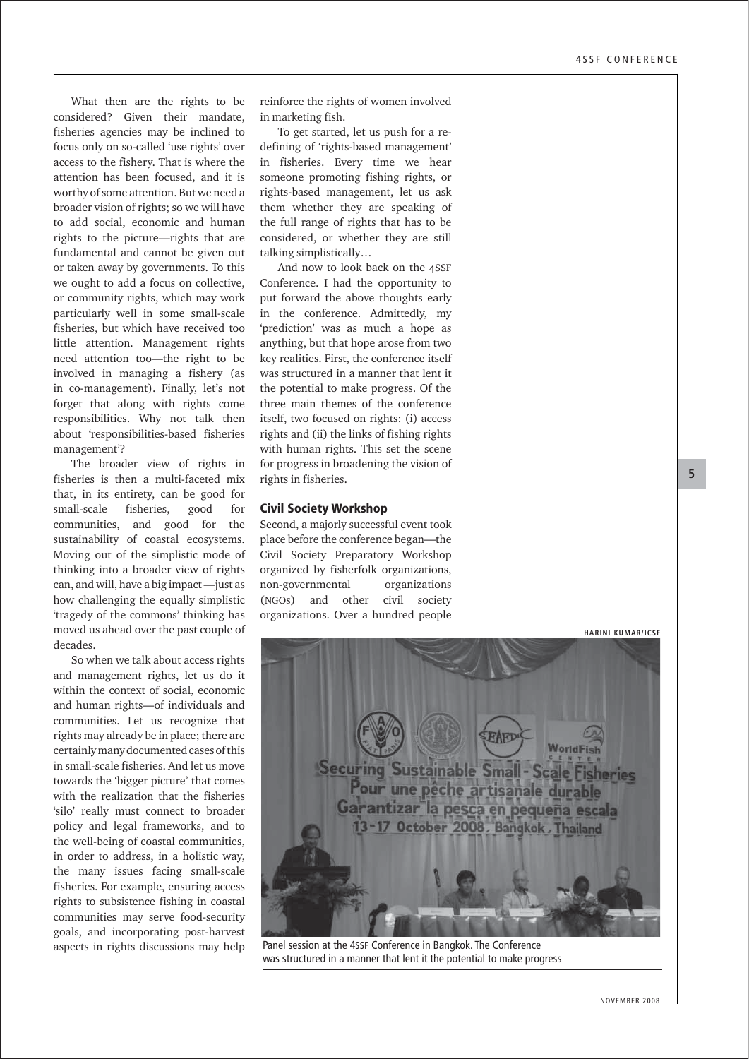What then are the rights to be considered? Given their mandate, fisheries agencies may be inclined to focus only on so-called 'use rights' over access to the fishery. That is where the attention has been focused, and it is worthy of some attention. But we need a broader vision of rights; so we will have to add social, economic and human rights to the picture—rights that are fundamental and cannot be given out or taken away by governments. To this we ought to add a focus on collective, or community rights, which may work particularly well in some small-scale fisheries, but which have received too little attention. Management rights need attention too—the right to be involved in managing a fishery (as in co-management). Finally, let's not forget that along with rights come responsibilities. Why not talk then about 'responsibilities-based fisheries management'?

The broader view of rights in fisheries is then a multi-faceted mix that, in its entirety, can be good for small-scale fisheries, good for communities, and good for the sustainability of coastal ecosystems. Moving out of the simplistic mode of thinking into a broader view of rights can, and will, have a big impact —just as how challenging the equally simplistic 'tragedy of the commons' thinking has moved us ahead over the past couple of decades.

So when we talk about access rights and management rights, let us do it within the context of social, economic and human rights—of individuals and communities. Let us recognize that rights may already be in place; there are certainly many documented cases of this in small-scale fisheries. And let us move towards the 'bigger picture' that comes with the realization that the fisheries 'silo' really must connect to broader policy and legal frameworks, and to the well-being of coastal communities, in order to address, in a holistic way, the many issues facing small-scale fisheries. For example, ensuring access rights to subsistence fishing in coastal communities may serve food-security goals, and incorporating post-harvest aspects in rights discussions may help reinforce the rights of women involved in marketing fish.

To get started, let us push for a re-defining of 'rights-based management' in fisheries. Every time we hear someone promoting fishing rights, or rights-based management, let us ask them whether they are speaking of the full range of rights that has to be considered, or whether they are still talking simplistically…

And now to look back on the 4SSF Conference. I had the opportunity to put forward the above thoughts early in the conference. Admittedly, my 'prediction' was as much a hope as anything, but that hope arose from two key realities. First, the conference itself was structured in a manner that lent it the potential to make progress. Of the three main themes of the conference itself, two focused on rights: (i) access rights and (ii) the links of fishing rights with human rights. This set the scene for progress in broadening the vision of rights in fisheries.

### Civil Society Workshop

Second, a majorly successful event took place before the conference began—the Civil Society Preparatory Workshop organized by fisherfolk organizations, non-governmental organizations (NGOs) and other civil society organizations. Over a hundred people

HARINI KUMAR/ICSF

Panel session at the 4SSF Conference in Bangkok. The Conference was structured in a manner that lent it the potential to make progress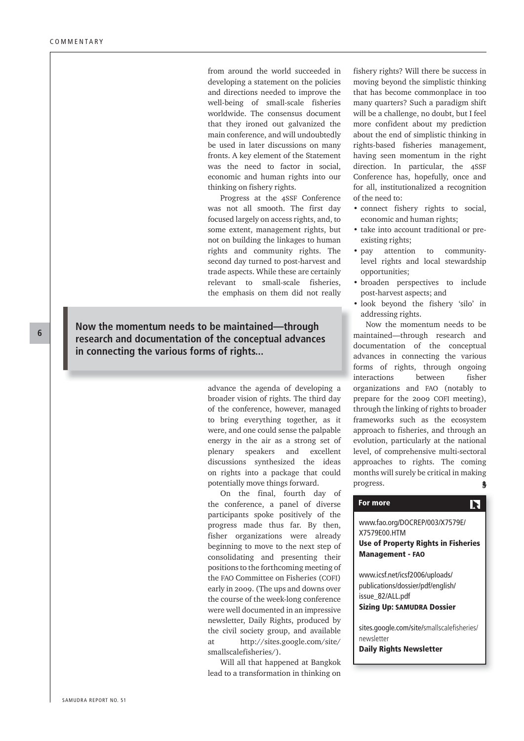from around the world succeeded in developing a statement on the policies and directions needed to improve the well-being of small-scale fisheries worldwide. The consensus document that they ironed out galvanized the main conference, and will undoubtedly be used in later discussions on many fronts. A key element of the Statement was the need to factor in social, economic and human rights into our thinking on fishery rights.

Progress at the 4SSF Conference was not all smooth. The first day focused largely on access rights, and, to some extent, management rights, but not on building the linkages to human rights and community rights. The second day turned to post-harvest and trade aspects. While these are certainly relevant to small-scale fisheries, the emphasis on them did not really advance the agenda of developing a broader vision of rights. The third day of the conference, however, managed to bring everything together, as it were, and one could sense the palpable energy in the air as a strong set of plenary speakers and excellent discussions synthesized the ideas on rights into a package that could potentially move things forward.

**Now the momentum needs to be maintained—through research and documentation of the conceptual advances in connecting the various forms of rights...**

On the final, fourth day of the conference, a panel of diverse participants spoke positively of the progress made thus far. By then, fisher organizations were already beginning to move to the next step of consolidating and presenting their positions to the forthcoming meeting of the FAO Committee on Fisheries (COFI) early in 2009. (The ups and downs over the course of the week-long conference were well documented in an impressive newsletter, Daily Rights, produced by the civil society group, and available at http://sites.google.com/site/smallscalefisheries/).

Will all that happened at Bangkok lead to a transformation in thinking on fishery rights? Will there be success in moving beyond the simplistic thinking that has become commonplace in too many quarters? Such a paradigm shift will be a challenge, no doubt, but I feel more confident about my prediction about the end of simplistic thinking in rights-based fisheries management, having seen momentum in the right direction. In particular, the 4SSF Conference has, hopefully, once and for all, institutionalized a recognition of the need to:

- connect fishery rights to social, economic and human rights;
- take into account traditional or pre-existing rights;
- pay attention to community-level rights and local stewardship opportunities;
- broaden perspectives to include post-harvest aspects; and
- look beyond the fishery 'silo' in addressing rights.

Now the momentum needs to be maintained—through research and documentation of the conceptual advances in connecting the various forms of rights, through ongoing interactions between fisher organizations and FAO (notably to prepare for the 2009 COFI meeting), through the linking of rights to broader frameworks such as the ecosystem approach to fisheries, and through an evolution, particularly at the national level, of comprehensive multi-sectoral approaches to rights. The coming months will surely be critical in making progress.

**For more**

www.fao.org/DOCREP/003/X7579E/X7579E00.HTM
**Use of Property Rights in Fisheries Management - FAO**

www.icsf.net/icsf2006/uploads/publications/dossier/pdf/english/issue_82/ALL.pdf
**Sizing Up: SAMUDRA Dossier**

sites.google.com/site/smallscalefisheries/newsletter
**Daily Rights Newsletter**